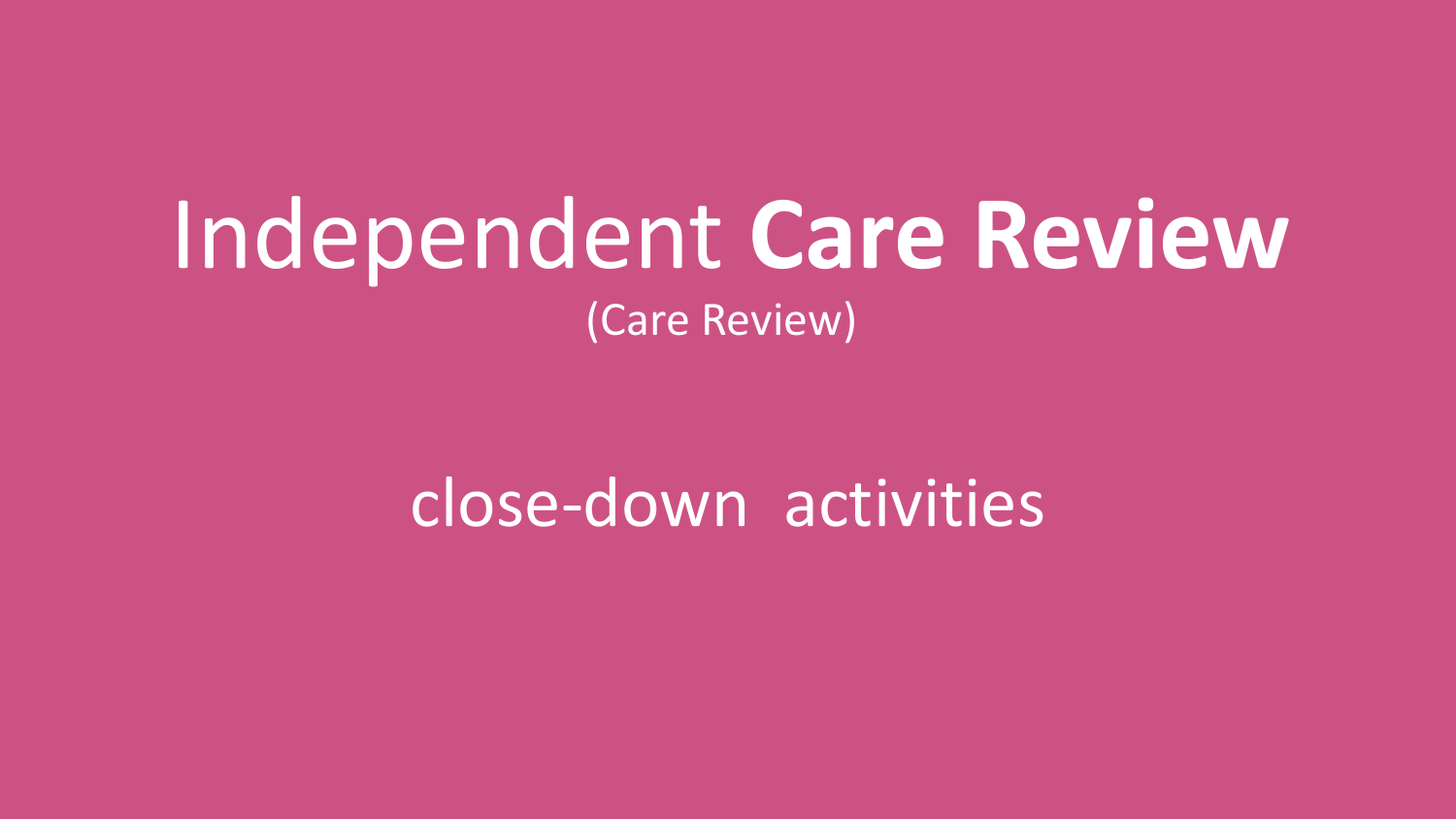# Independent **Care Review**

(Care Review)

## close-down activities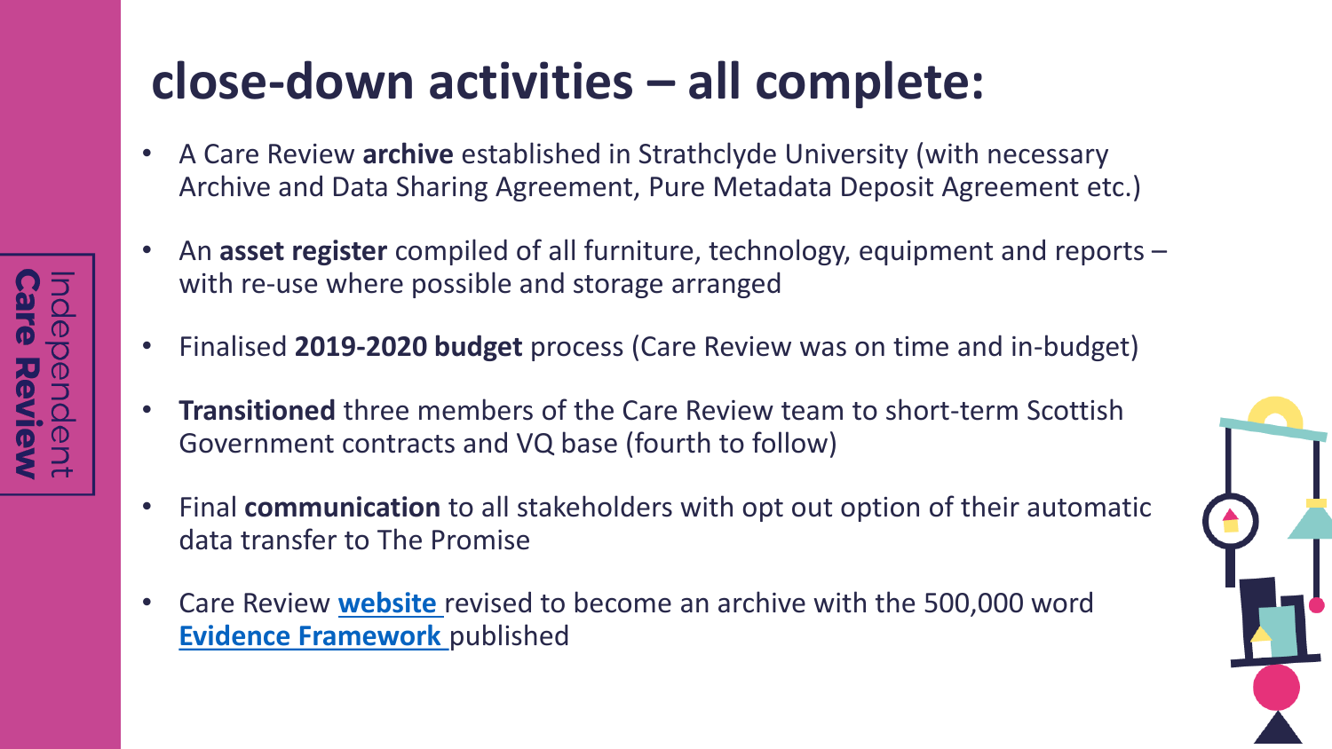# close-down activities – all complete:

- A Care Review **archive** established in Strathclyde University (with necessary Archive and Data Sharing Agreement, Pure Metadata Deposit Agreement etc.)
- An **asset register** compiled of all furniture, technology, equipment and reports – with re-use where possible and storage arranged
- Finalised **2019-2020 budget** process (Care Review was on time and in-budget)
- **Transitioned** three members of the Care Review team to short-term Scottish Government contracts and VQ base (fourth to follow)
- Final **communication** to all stakeholders with opt out option of their automatic data transfer to The Promise
- Care Review **website** revised to become an archive with the 500,000 word **Evidence Framework** published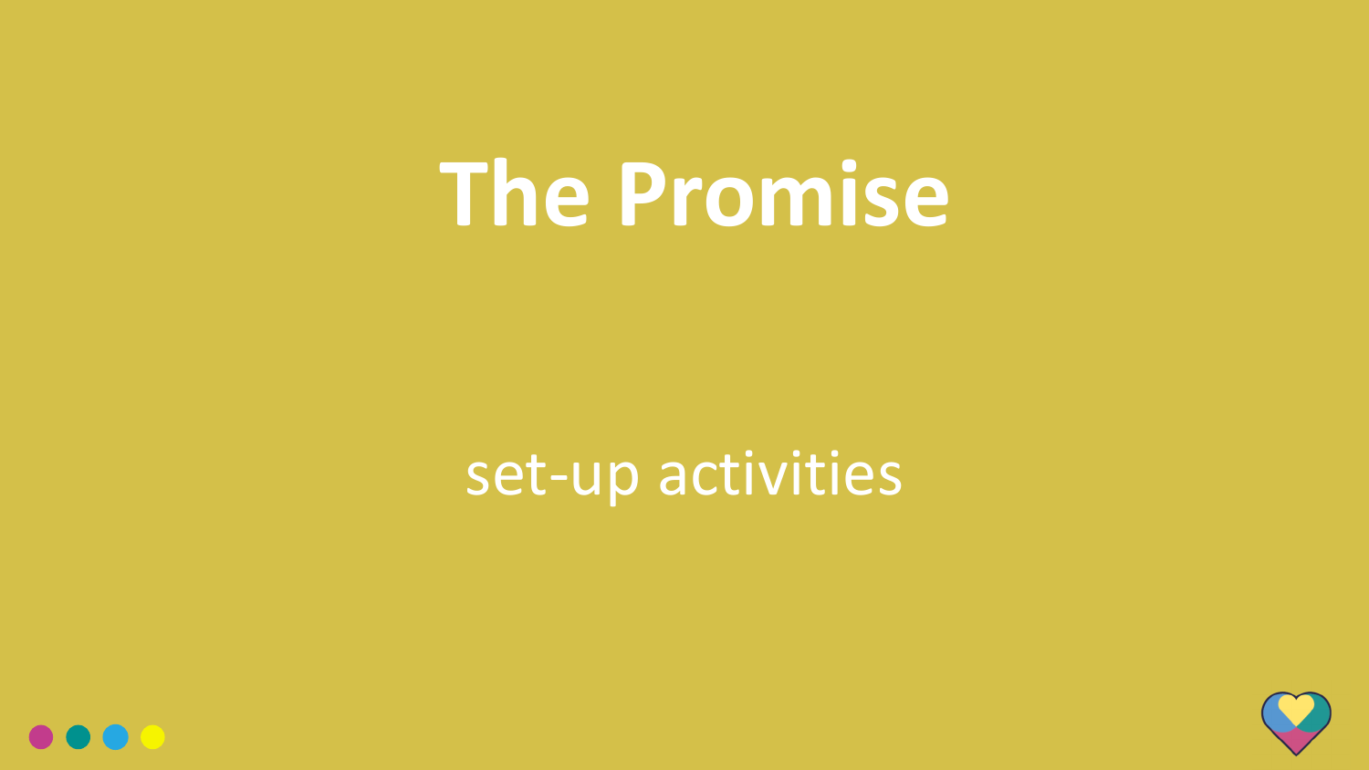# The Promise

set-up activities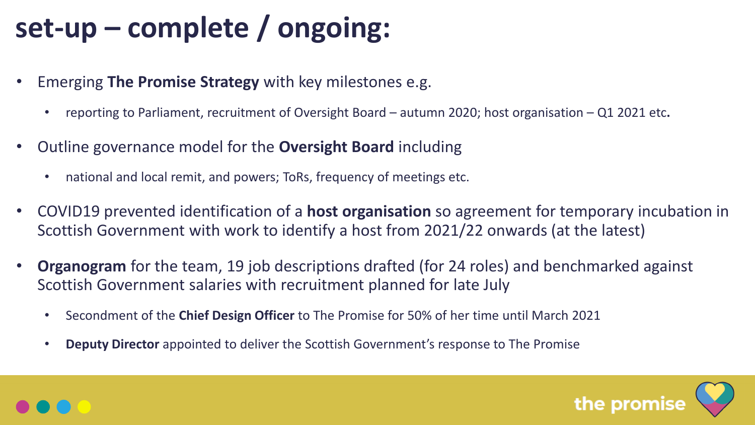# set-up – complete / ongoing:

- Emerging **The Promise Strategy** with key milestones e.g.
  - reporting to Parliament, recruitment of Oversight Board – autumn 2020; host organisation – Q1 2021 etc.
- Outline governance model for the **Oversight Board** including
  - national and local remit, and powers; ToRs, frequency of meetings etc.
- COVID19 prevented identification of a **host organisation** so agreement for temporary incubation in Scottish Government with work to identify a host from 2021/22 onwards (at the latest)
- **Organogram** for the team, 19 job descriptions drafted (for 24 roles) and benchmarked against Scottish Government salaries with recruitment planned for late July
  - Secondment of the **Chief Design Officer** to The Promise for 50% of her time until March 2021
  - **Deputy Director** appointed to deliver the Scottish Government's response to The Promise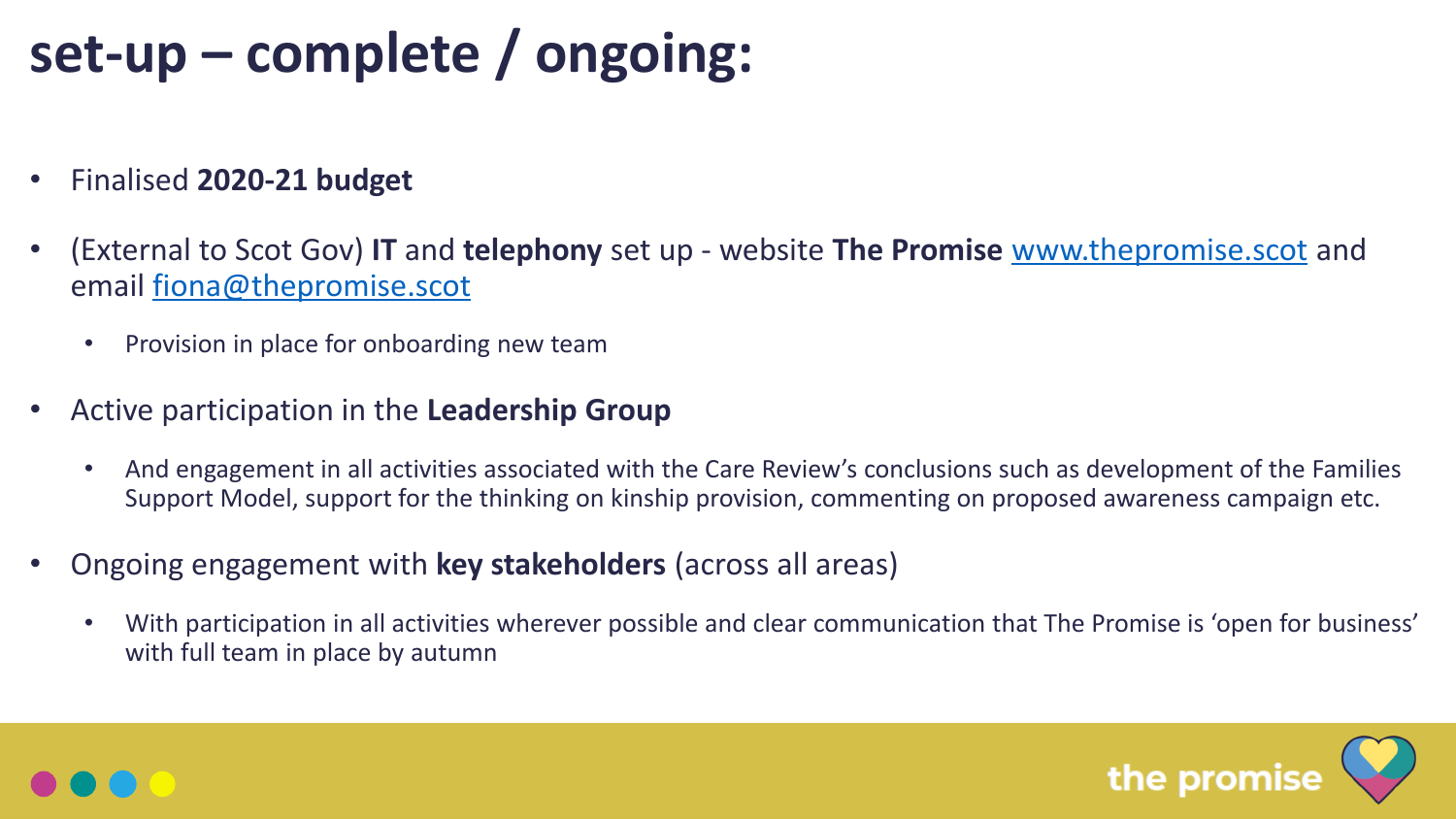# set-up – complete / ongoing:

- Finalised **2020-21 budget**
- (External to Scot Gov) **IT** and **telephony** set up - website **The Promise** www.thepromise.scot and email fiona@thepromise.scot
  - Provision in place for onboarding new team
- Active participation in the **Leadership Group**
  - And engagement in all activities associated with the Care Review's conclusions such as development of the Families Support Model, support for the thinking on kinship provision, commenting on proposed awareness campaign etc.
- Ongoing engagement with **key stakeholders** (across all areas)
  - With participation in all activities wherever possible and clear communication that The Promise is 'open for business' with full team in place by autumn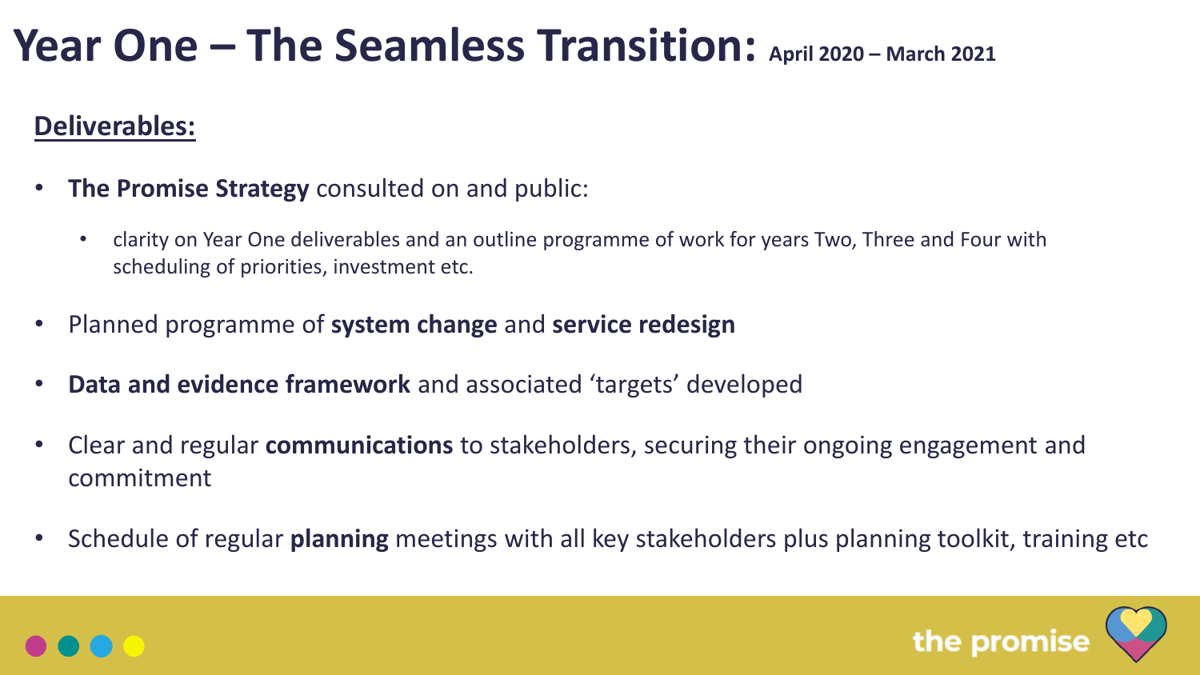# Year One – The Seamless Transition: April 2020 – March 2021

**Deliverables:**

- **The Promise Strategy** consulted on and public:
  - clarity on Year One deliverables and an outline programme of work for years Two, Three and Four with scheduling of priorities, investment etc.
- Planned programme of **system change** and **service redesign**
- **Data and evidence framework** and associated 'targets' developed
- Clear and regular **communications** to stakeholders, securing their ongoing engagement and commitment
- Schedule of regular **planning** meetings with all key stakeholders plus planning toolkit, training etc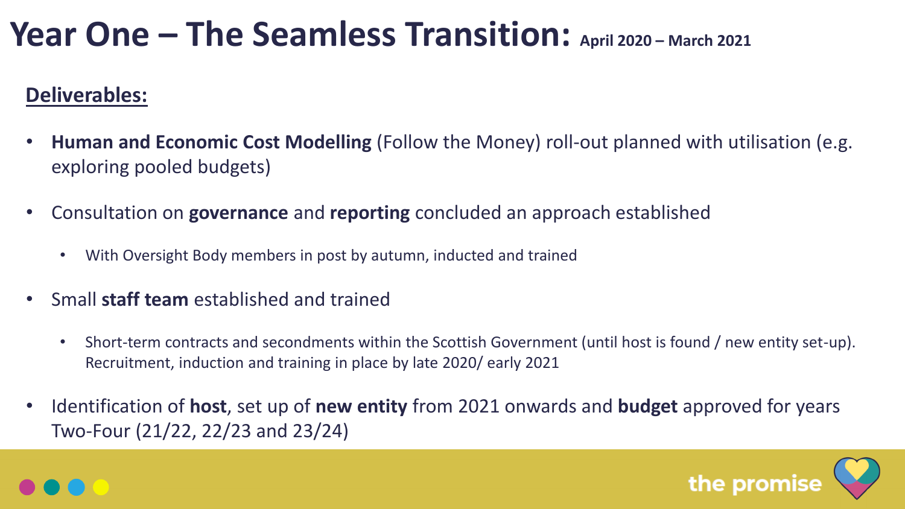# Year One – The Seamless Transition: April 2020 – March 2021

**Deliverables:**

- **Human and Economic Cost Modelling** (Follow the Money) roll-out planned with utilisation (e.g. exploring pooled budgets)
- Consultation on **governance** and **reporting** concluded an approach established
  - With Oversight Body members in post by autumn, inducted and trained
- Small **staff team** established and trained
  - Short-term contracts and secondments within the Scottish Government (until host is found / new entity set-up). Recruitment, induction and training in place by late 2020/ early 2021
- Identification of **host**, set up of **new entity** from 2021 onwards and **budget** approved for years Two-Four (21/22, 22/23 and 23/24)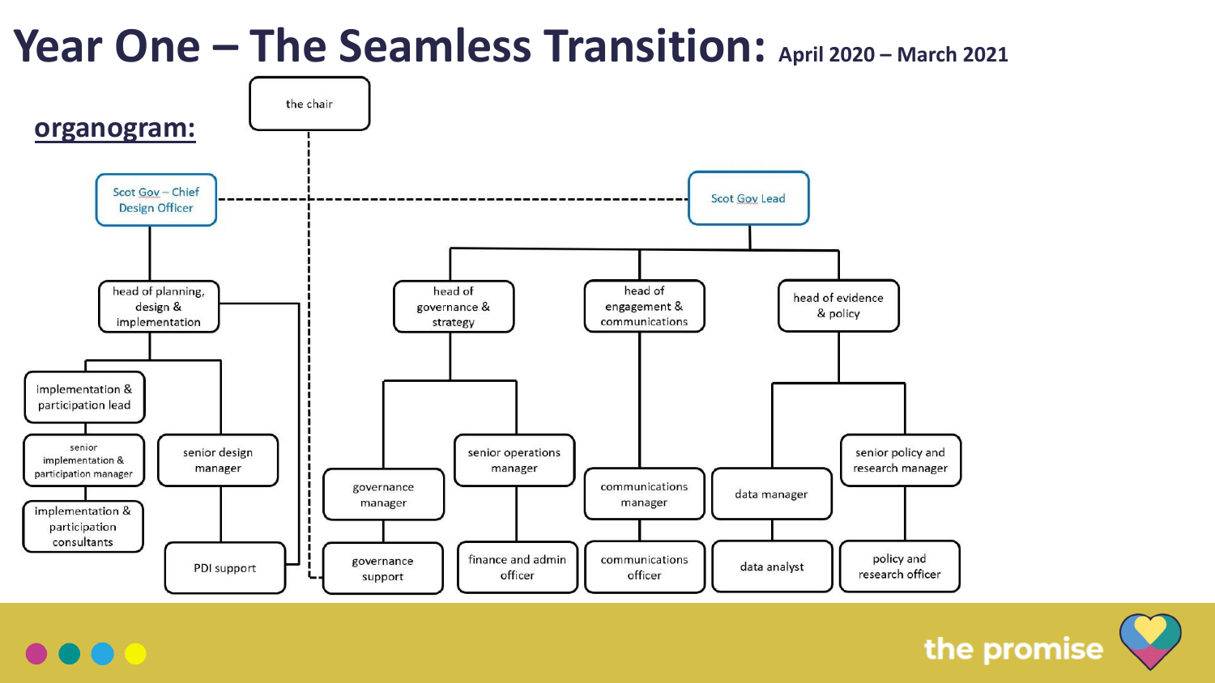# Year One – The Seamless Transition: April 2020 – March 2021

## organogram:

- the chair
  - Scot Gov – Chief Design Officer
    - head of planning, design & implementation
      - implementation & participation lead
        - senior implementation & participation manager
        - implementation & participation consultants
      - senior design manager
        - PDI support
  - Scot Gov Lead
    - head of governance & strategy
      - governance manager
        - governance support
      - senior operations manager
        - finance and admin officer
    - head of engagement & communications
      - communications manager
        - communications officer
    - head of evidence & policy
      - data manager
        - data analyst
      - senior policy and research manager
        - policy and research officer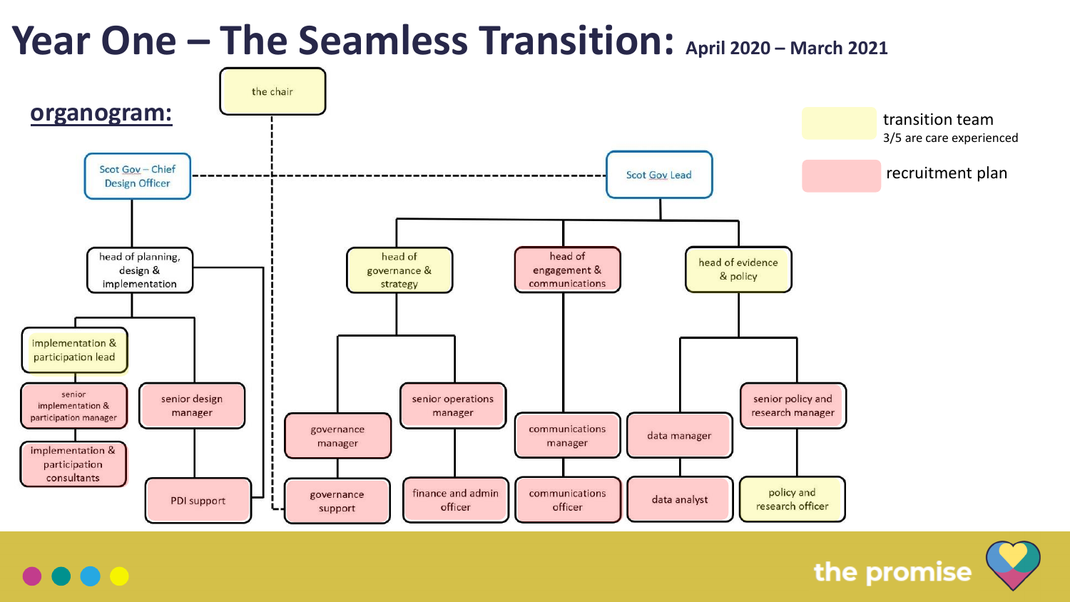# Year One – The Seamless Transition: April 2020 – March 2021

## organogram:

- the chair
- Scot Gov – Chief Design Officer
  - head of planning, design & implementation
    - implementation & participation lead
      - senior implementation & participation manager
      - implementation & participation consultants
    - senior design manager
      - PDI support
- Scot Gov Lead
  - head of governance & strategy
    - governance manager
      - governance support
    - senior operations manager
      - finance and admin officer
  - head of engagement & communications
    - communications manager
      - communications officer
  - head of evidence & policy
    - data manager
      - data analyst
    - senior policy and research manager
      - policy and research officer

Key:

- transition team – 3/5 are care experienced
- recruitment plan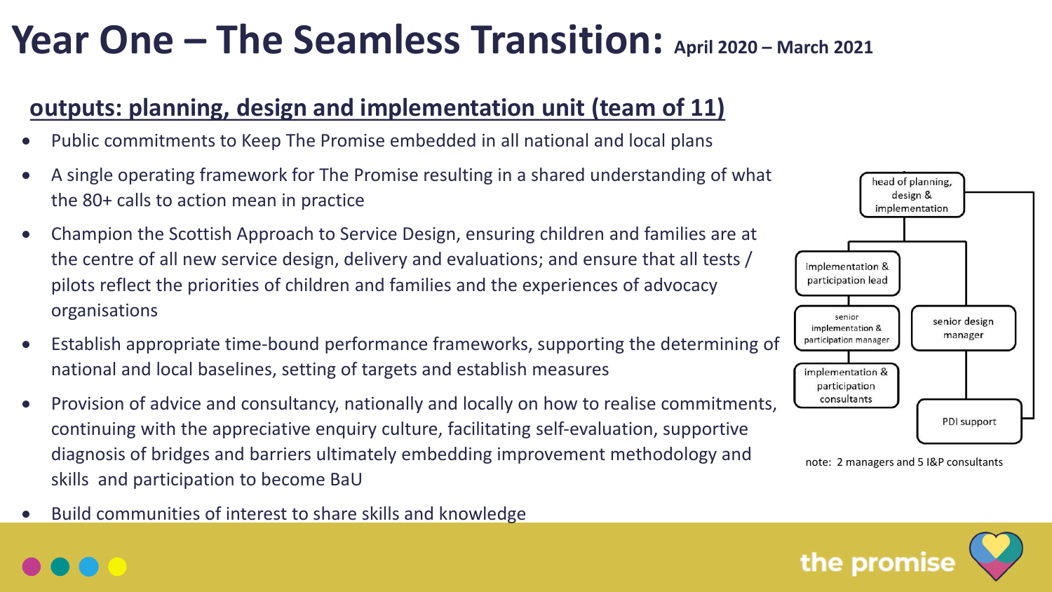# Year One – The Seamless Transition: April 2020 – March 2021

## outputs: planning, design and implementation unit (team of 11)

- Public commitments to Keep The Promise embedded in all national and local plans
- A single operating framework for The Promise resulting in a shared understanding of what the 80+ calls to action mean in practice
- Champion the Scottish Approach to Service Design, ensuring children and families are at the centre of all new service design, delivery and evaluations; and ensure that all tests / pilots reflect the priorities of children and families and the experiences of advocacy organisations
- Establish appropriate time-bound performance frameworks, supporting the determining of national and local baselines, setting of targets and establish measures
- Provision of advice and consultancy, nationally and locally on how to realise commitments, continuing with the appreciative enquiry culture, facilitating self-evaluation, supportive diagnosis of bridges and barriers ultimately embedding improvement methodology and skills and participation to become BaU
- Build communities of interest to share skills and knowledge

head of planning, design & implementation

implementation & participation lead

senior implementation & participation manager

senior design manager

implementation & participation consultants

PDI support

note: 2 managers and 5 I&P consultants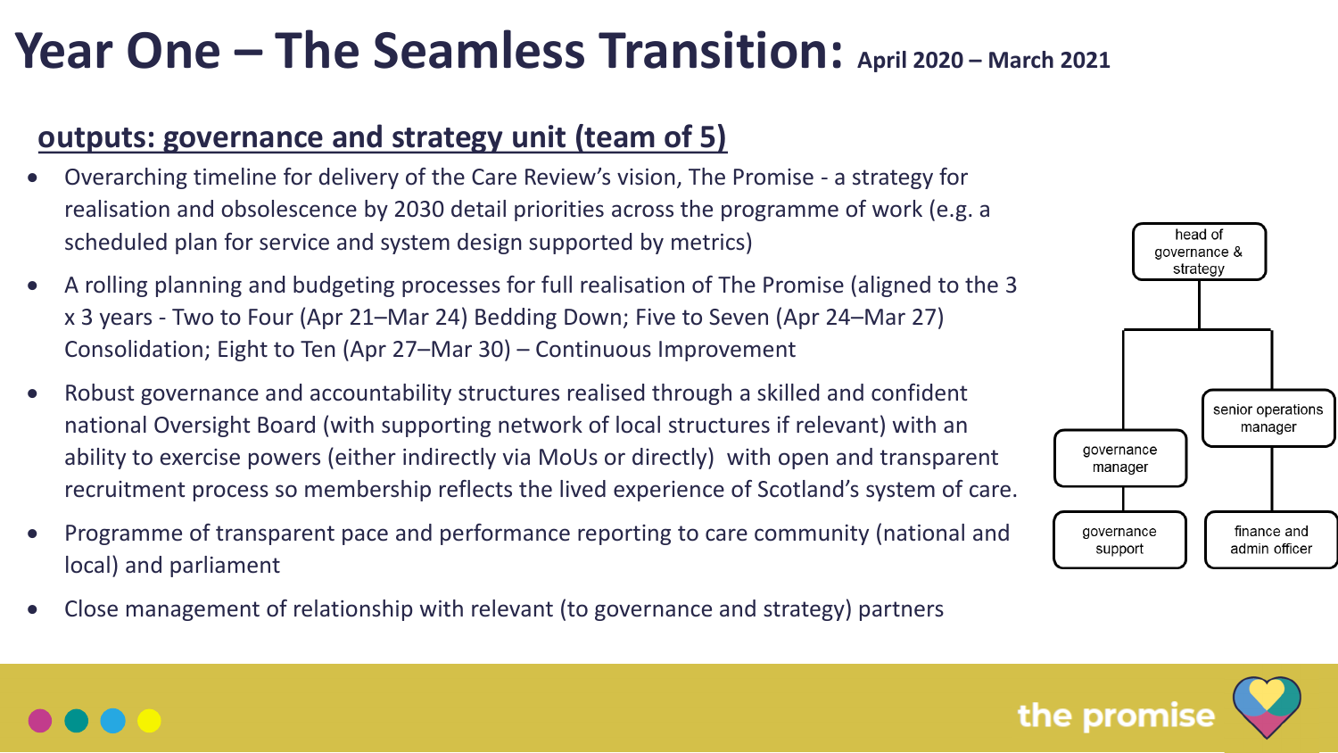# Year One – The Seamless Transition: April 2020 – March 2021

## outputs: governance and strategy unit (team of 5)

- Overarching timeline for delivery of the Care Review's vision, The Promise - a strategy for realisation and obsolescence by 2030 detail priorities across the programme of work (e.g. a scheduled plan for service and system design supported by metrics)
- A rolling planning and budgeting processes for full realisation of The Promise (aligned to the 3 x 3 years - Two to Four (Apr 21–Mar 24) Bedding Down; Five to Seven (Apr 24–Mar 27) Consolidation; Eight to Ten (Apr 27–Mar 30) – Continuous Improvement
- Robust governance and accountability structures realised through a skilled and confident national Oversight Board (with supporting network of local structures if relevant) with an ability to exercise powers (either indirectly via MoUs or directly) with open and transparent recruitment process so membership reflects the lived experience of Scotland's system of care.
- Programme of transparent pace and performance reporting to care community (national and local) and parliament
- Close management of relationship with relevant (to governance and strategy) partners

head of governance & strategy

- governance manager
  - governance support
- senior operations manager
  - finance and admin officer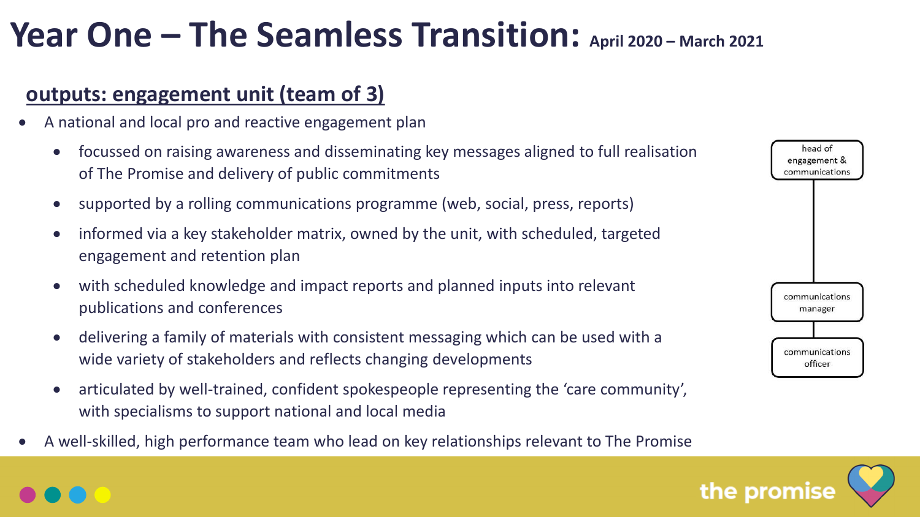# Year One – The Seamless Transition: April 2020 – March 2021

## outputs: engagement unit (team of 3)

- A national and local pro and reactive engagement plan
  - focussed on raising awareness and disseminating key messages aligned to full realisation of The Promise and delivery of public commitments
  - supported by a rolling communications programme (web, social, press, reports)
  - informed via a key stakeholder matrix, owned by the unit, with scheduled, targeted engagement and retention plan
  - with scheduled knowledge and impact reports and planned inputs into relevant publications and conferences
  - delivering a family of materials with consistent messaging which can be used with a wide variety of stakeholders and reflects changing developments
  - articulated by well-trained, confident spokespeople representing the 'care community', with specialisms to support national and local media
- A well-skilled, high performance team who lead on key relationships relevant to The Promise

head of engagement & communications

communications manager

communications officer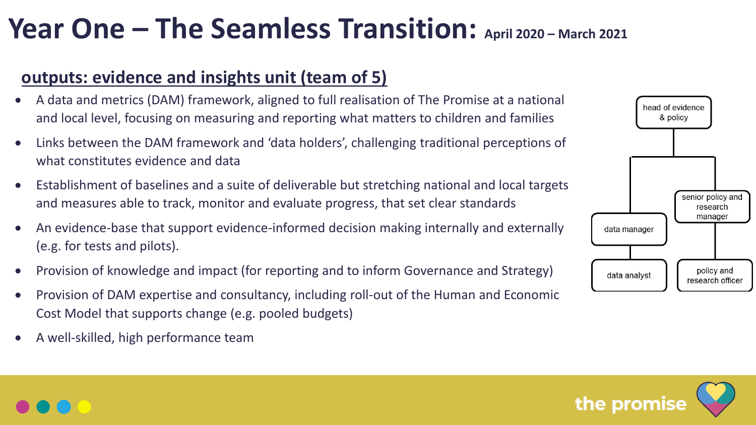# Year One – The Seamless Transition: April 2020 – March 2021

## outputs: evidence and insights unit (team of 5)

- A data and metrics (DAM) framework, aligned to full realisation of The Promise at a national and local level, focusing on measuring and reporting what matters to children and families
- Links between the DAM framework and 'data holders', challenging traditional perceptions of what constitutes evidence and data
- Establishment of baselines and a suite of deliverable but stretching national and local targets and measures able to track, monitor and evaluate progress, that set clear standards
- An evidence-base that support evidence-informed decision making internally and externally (e.g. for tests and pilots).
- Provision of knowledge and impact (for reporting and to inform Governance and Strategy)
- Provision of DAM expertise and consultancy, including roll-out of the Human and Economic Cost Model that supports change (e.g. pooled budgets)
- A well-skilled, high performance team

head of evidence & policy
- data manager
  - data analyst
- senior policy and research manager
  - policy and research officer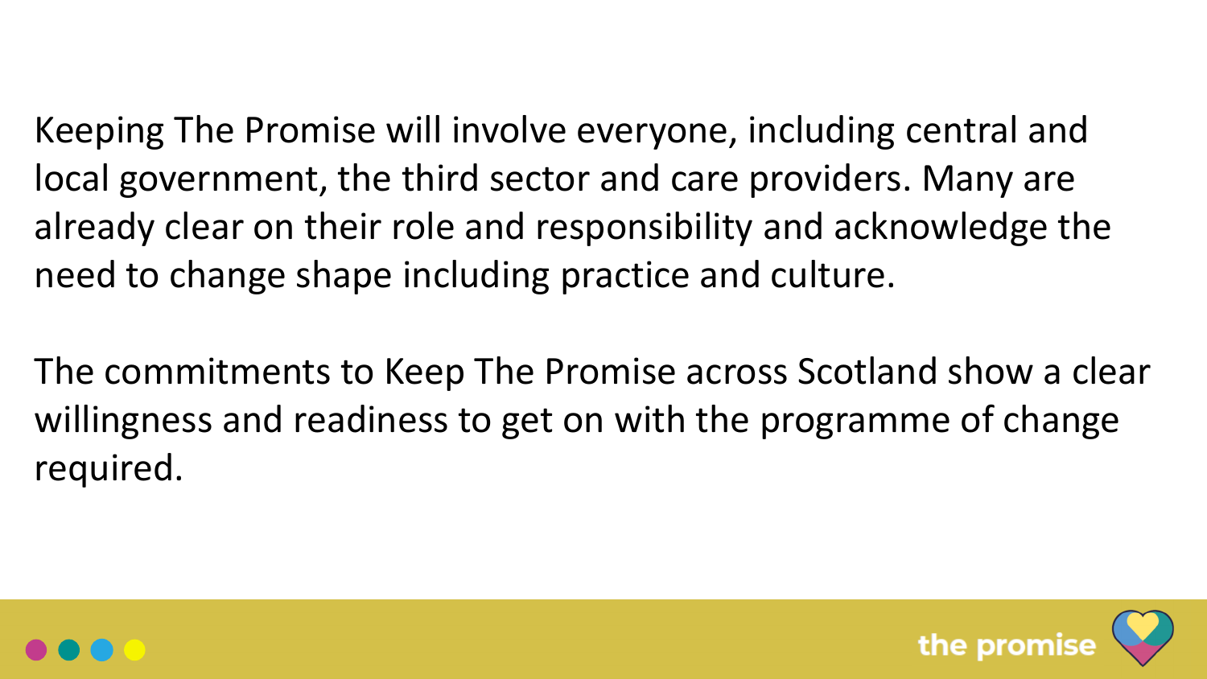Keeping The Promise will involve everyone, including central and local government, the third sector and care providers. Many are already clear on their role and responsibility and acknowledge the need to change shape including practice and culture.

The commitments to Keep The Promise across Scotland show a clear willingness and readiness to get on with the programme of change required.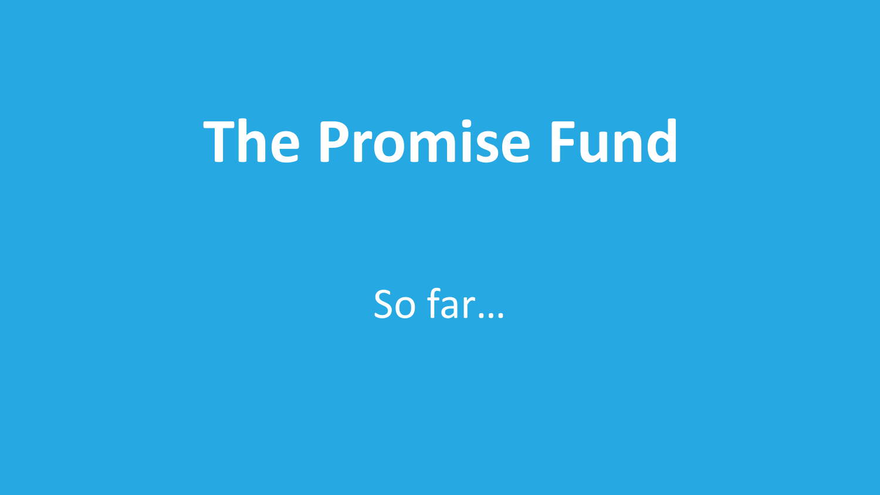# The Promise Fund

So far…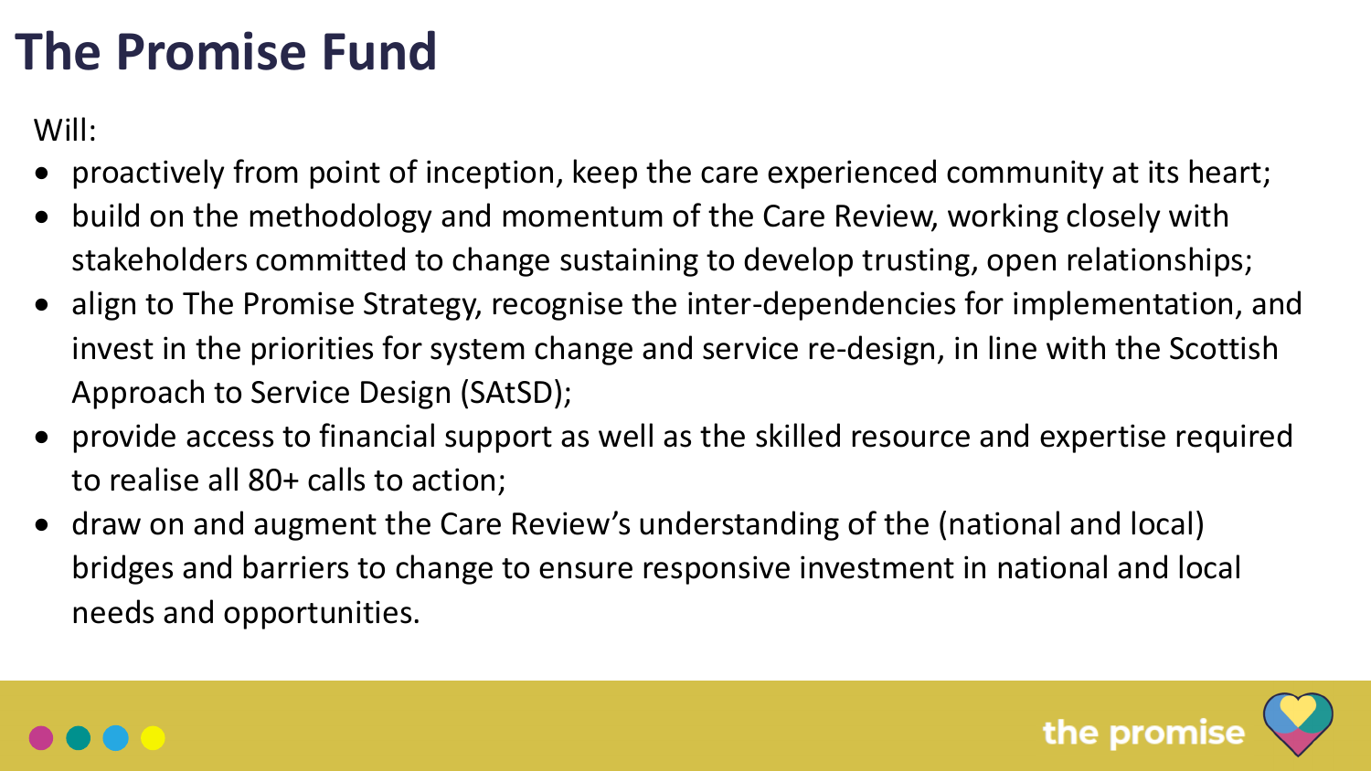# The Promise Fund

Will:

- proactively from point of inception, keep the care experienced community at its heart;
- build on the methodology and momentum of the Care Review, working closely with stakeholders committed to change sustaining to develop trusting, open relationships;
- align to The Promise Strategy, recognise the inter-dependencies for implementation, and invest in the priorities for system change and service re-design, in line with the Scottish Approach to Service Design (SAtSD);
- provide access to financial support as well as the skilled resource and expertise required to realise all 80+ calls to action;
- draw on and augment the Care Review's understanding of the (national and local) bridges and barriers to change to ensure responsive investment in national and local needs and opportunities.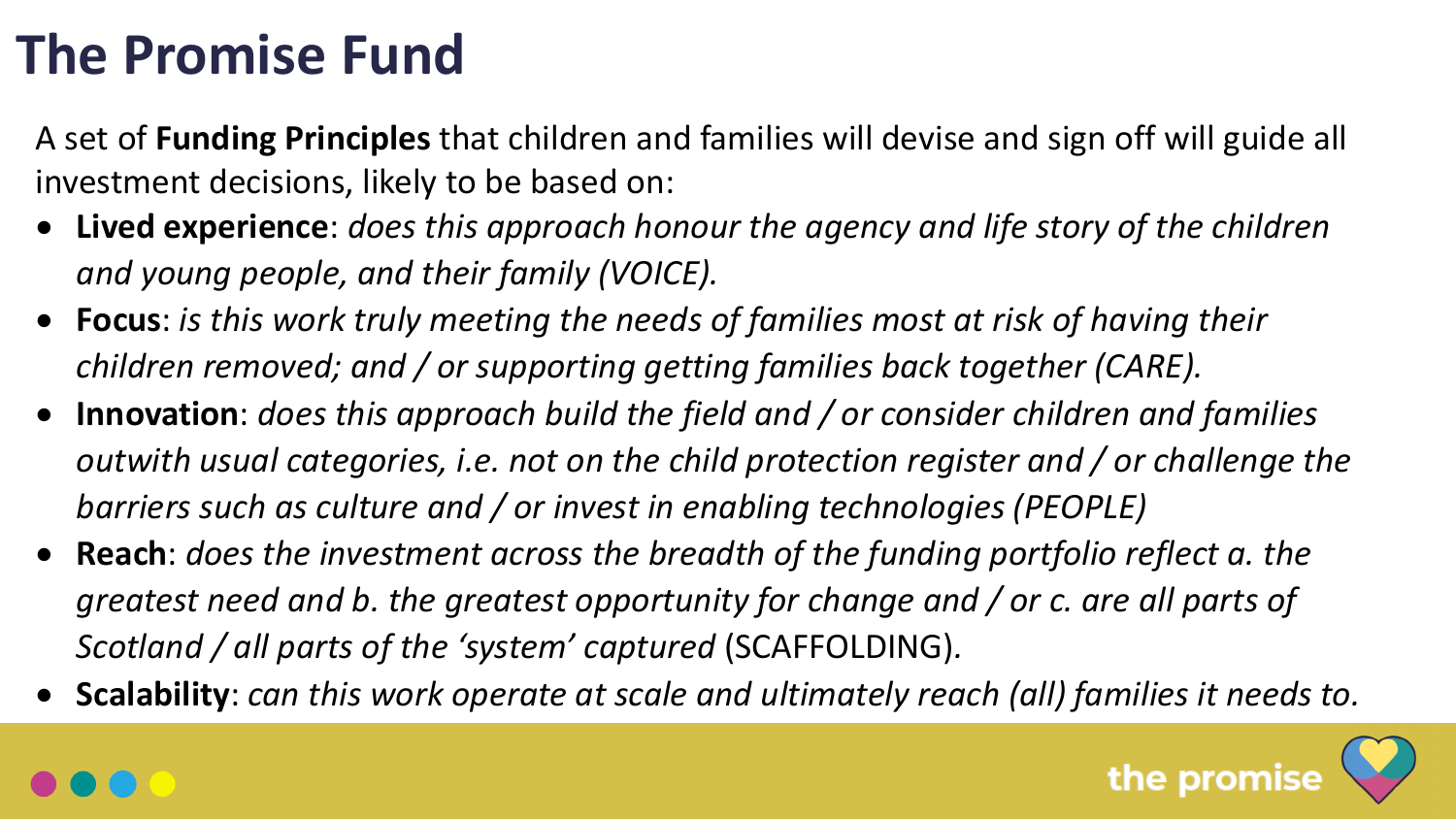# The Promise Fund

A set of **Funding Principles** that children and families will devise and sign off will guide all investment decisions, likely to be based on:

- **Lived experience**: *does this approach honour the agency and life story of the children and young people, and their family (VOICE).*
- **Focus**: *is this work truly meeting the needs of families most at risk of having their children removed; and / or supporting getting families back together (CARE).*
- **Innovation**: *does this approach build the field and / or consider children and families outwith usual categories, i.e. not on the child protection register and / or challenge the barriers such as culture and / or invest in enabling technologies (PEOPLE)*
- **Reach**: *does the investment across the breadth of the funding portfolio reflect a. the greatest need and b. the greatest opportunity for change and / or c. are all parts of Scotland / all parts of the 'system' captured* (SCAFFOLDING).
- **Scalability**: *can this work operate at scale and ultimately reach (all) families it needs to.*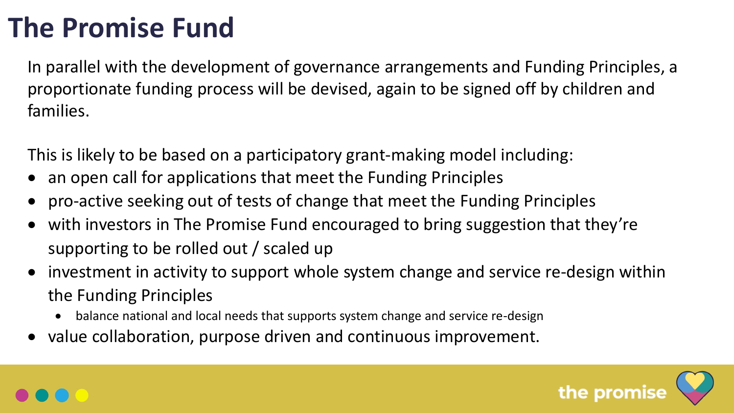# The Promise Fund

In parallel with the development of governance arrangements and Funding Principles, a proportionate funding process will be devised, again to be signed off by children and families.

This is likely to be based on a participatory grant-making model including:

- an open call for applications that meet the Funding Principles
- pro-active seeking out of tests of change that meet the Funding Principles
- with investors in The Promise Fund encouraged to bring suggestion that they're supporting to be rolled out / scaled up
- investment in activity to support whole system change and service re-design within the Funding Principles
  - balance national and local needs that supports system change and service re-design
- value collaboration, purpose driven and continuous improvement.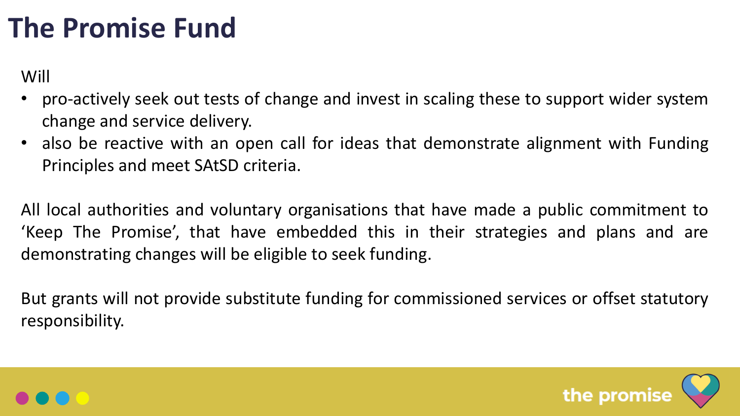# The Promise Fund

Will

- pro-actively seek out tests of change and invest in scaling these to support wider system change and service delivery.
- also be reactive with an open call for ideas that demonstrate alignment with Funding Principles and meet SAtSD criteria.

All local authorities and voluntary organisations that have made a public commitment to 'Keep The Promise', that have embedded this in their strategies and plans and are demonstrating changes will be eligible to seek funding.

But grants will not provide substitute funding for commissioned services or offset statutory responsibility.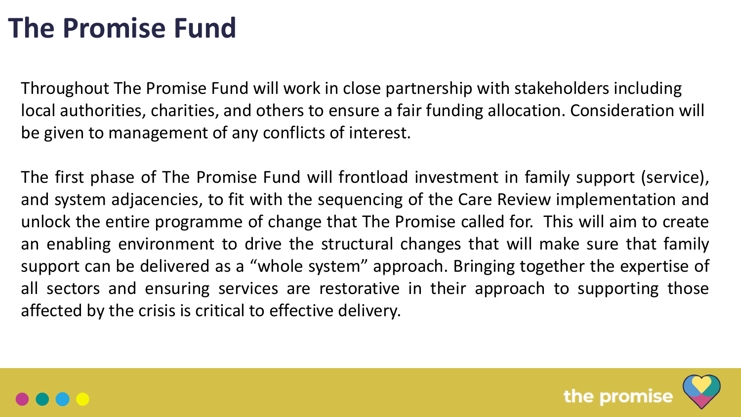# The Promise Fund

Throughout The Promise Fund will work in close partnership with stakeholders including local authorities, charities, and others to ensure a fair funding allocation. Consideration will be given to management of any conflicts of interest.

The first phase of The Promise Fund will frontload investment in family support (service), and system adjacencies, to fit with the sequencing of the Care Review implementation and unlock the entire programme of change that The Promise called for. This will aim to create an enabling environment to drive the structural changes that will make sure that family support can be delivered as a "whole system" approach. Bringing together the expertise of all sectors and ensuring services are restorative in their approach to supporting those affected by the crisis is critical to effective delivery.